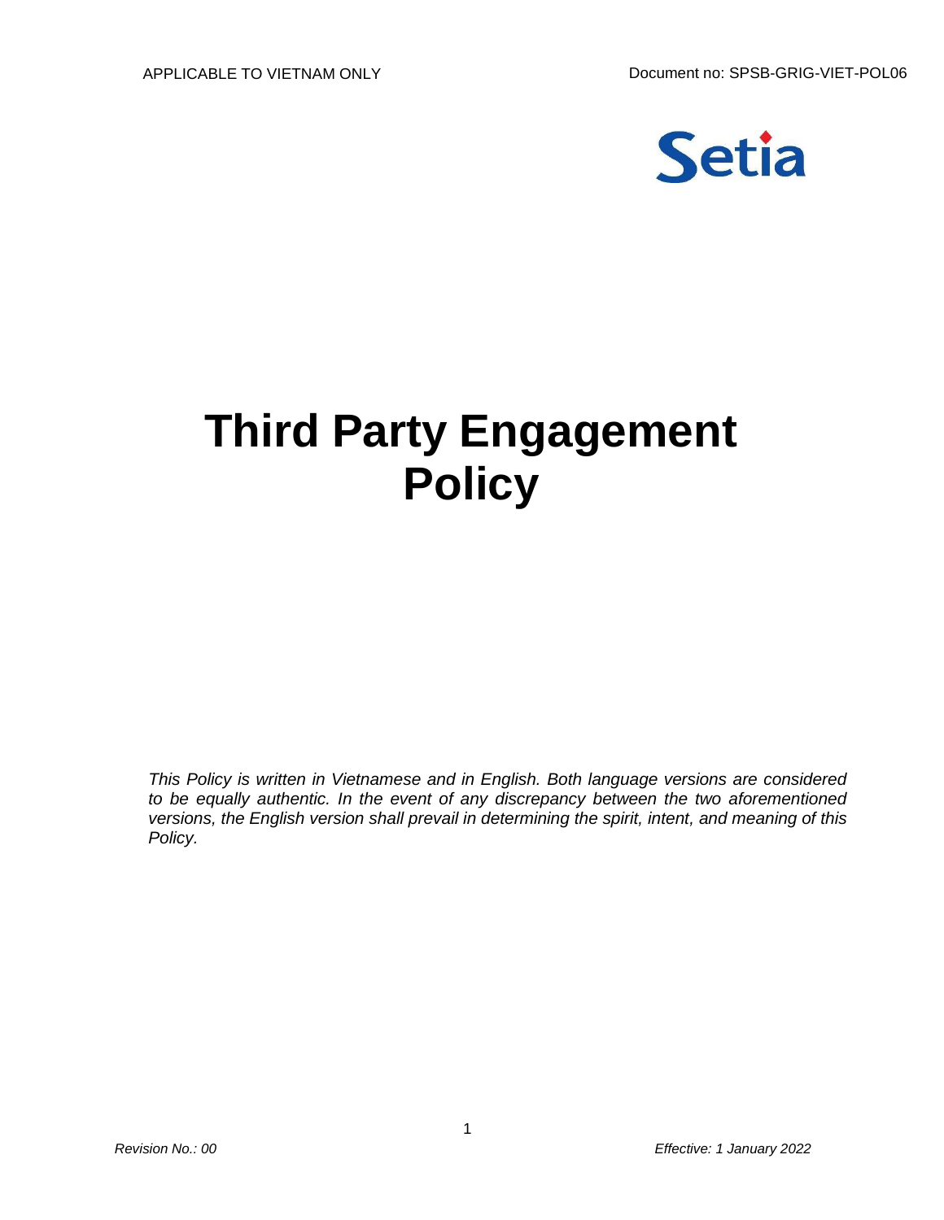APPLICABLE TO VIETNAM ONLY

Document no: SPSB-GRIG-VIET-POL06

Setia

# Third Party Engagement Policy

*This Policy is written in Vietnamese and in English. Both language versions are considered to be equally authentic. In the event of any discrepancy between the two aforementioned versions, the English version shall prevail in determining the spirit, intent, and meaning of this Policy.*

*Revision No.: 00*

*Effective: 1 January 2022*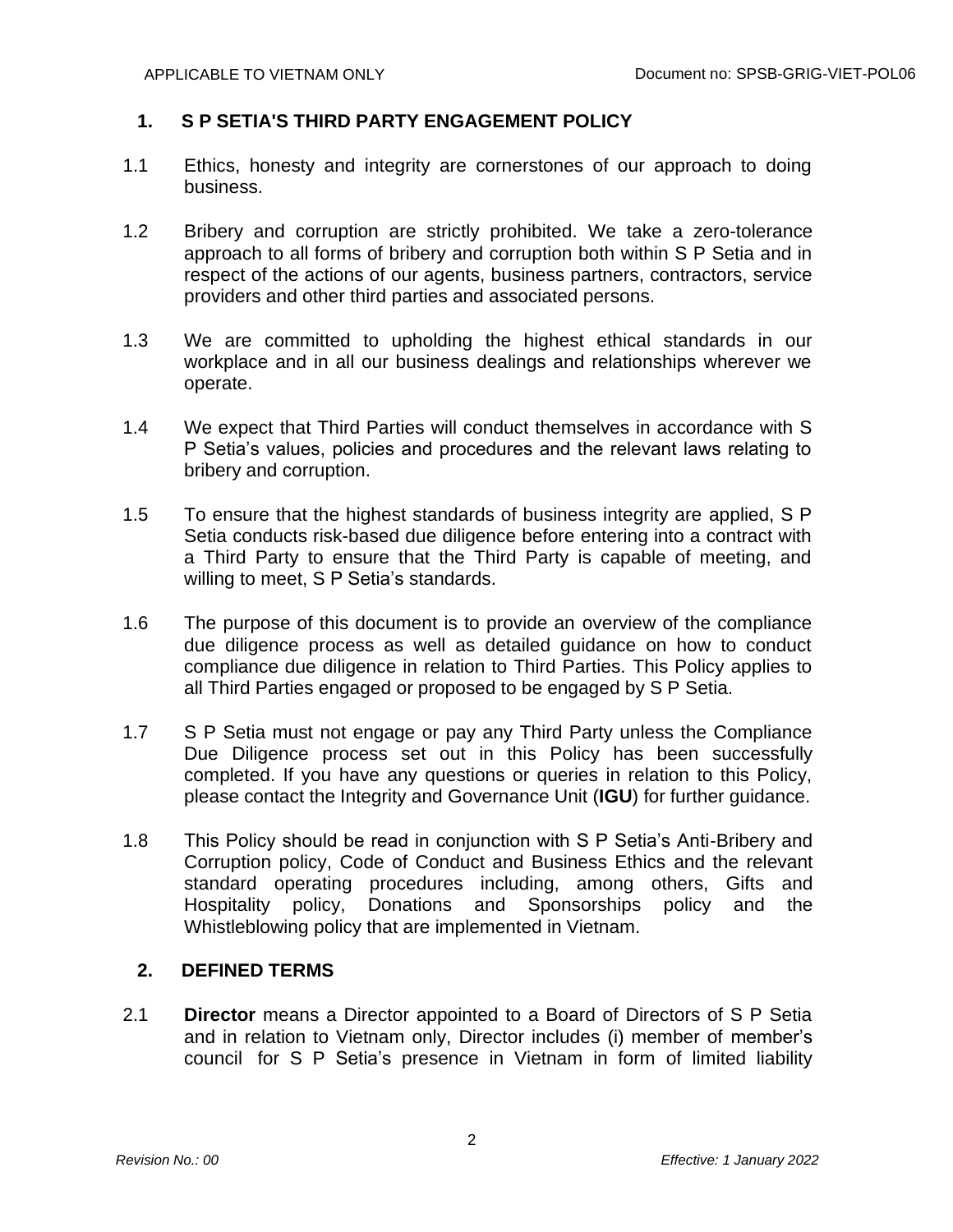## 1. S P SETIA'S THIRD PARTY ENGAGEMENT POLICY

1.1 Ethics, honesty and integrity are cornerstones of our approach to doing business.

1.2 Bribery and corruption are strictly prohibited. We take a zero-tolerance approach to all forms of bribery and corruption both within S P Setia and in respect of the actions of our agents, business partners, contractors, service providers and other third parties and associated persons.

1.3 We are committed to upholding the highest ethical standards in our workplace and in all our business dealings and relationships wherever we operate.

1.4 We expect that Third Parties will conduct themselves in accordance with S P Setia's values, policies and procedures and the relevant laws relating to bribery and corruption.

1.5 To ensure that the highest standards of business integrity are applied, S P Setia conducts risk-based due diligence before entering into a contract with a Third Party to ensure that the Third Party is capable of meeting, and willing to meet, S P Setia's standards.

1.6 The purpose of this document is to provide an overview of the compliance due diligence process as well as detailed guidance on how to conduct compliance due diligence in relation to Third Parties. This Policy applies to all Third Parties engaged or proposed to be engaged by S P Setia.

1.7 S P Setia must not engage or pay any Third Party unless the Compliance Due Diligence process set out in this Policy has been successfully completed. If you have any questions or queries in relation to this Policy, please contact the Integrity and Governance Unit (**IGU**) for further guidance.

1.8 This Policy should be read in conjunction with S P Setia's Anti-Bribery and Corruption policy, Code of Conduct and Business Ethics and the relevant standard operating procedures including, among others, Gifts and Hospitality policy, Donations and Sponsorships policy and the Whistleblowing policy that are implemented in Vietnam.

## 2. DEFINED TERMS

2.1 **Director** means a Director appointed to a Board of Directors of S P Setia and in relation to Vietnam only, Director includes (i) member of member's council for S P Setia's presence in Vietnam in form of limited liability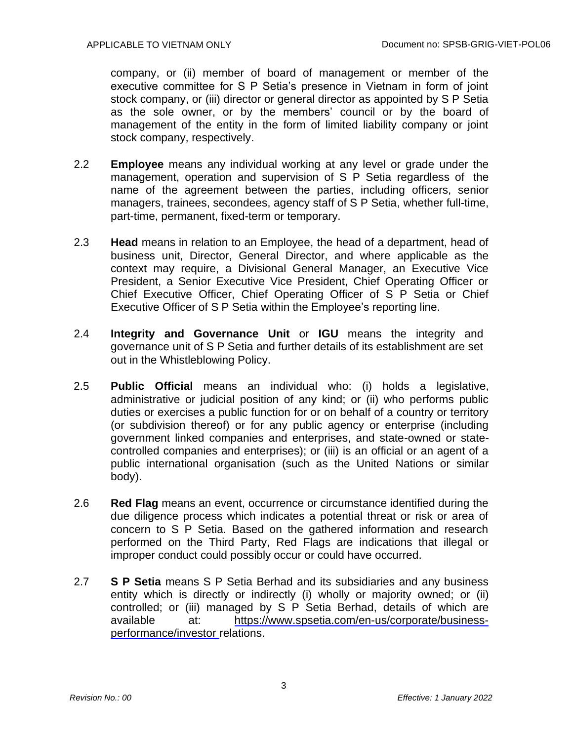company, or (ii) member of board of management or member of the executive committee for S P Setia's presence in Vietnam in form of joint stock company, or (iii) director or general director as appointed by S P Setia as the sole owner, or by the members' council or by the board of management of the entity in the form of limited liability company or joint stock company, respectively.

2.2 **Employee** means any individual working at any level or grade under the management, operation and supervision of S P Setia regardless of the name of the agreement between the parties, including officers, senior managers, trainees, secondees, agency staff of S P Setia, whether full-time, part-time, permanent, fixed-term or temporary.

2.3 **Head** means in relation to an Employee, the head of a department, head of business unit, Director, General Director, and where applicable as the context may require, a Divisional General Manager, an Executive Vice President, a Senior Executive Vice President, Chief Operating Officer or Chief Executive Officer, Chief Operating Officer of S P Setia or Chief Executive Officer of S P Setia within the Employee's reporting line.

2.4 **Integrity and Governance Unit** or **IGU** means the integrity and governance unit of S P Setia and further details of its establishment are set out in the Whistleblowing Policy.

2.5 **Public Official** means an individual who: (i) holds a legislative, administrative or judicial position of any kind; or (ii) who performs public duties or exercises a public function for or on behalf of a country or territory (or subdivision thereof) or for any public agency or enterprise (including government linked companies and enterprises, and state-owned or state-controlled companies and enterprises); or (iii) is an official or an agent of a public international organisation (such as the United Nations or similar body).

2.6 **Red Flag** means an event, occurrence or circumstance identified during the due diligence process which indicates a potential threat or risk or area of concern to S P Setia. Based on the gathered information and research performed on the Third Party, Red Flags are indications that illegal or improper conduct could possibly occur or could have occurred.

2.7 **S P Setia** means S P Setia Berhad and its subsidiaries and any business entity which is directly or indirectly (i) wholly or majority owned; or (ii) controlled; or (iii) managed by S P Setia Berhad, details of which are available at: https://www.spsetia.com/en-us/corporate/business-performance/investor relations.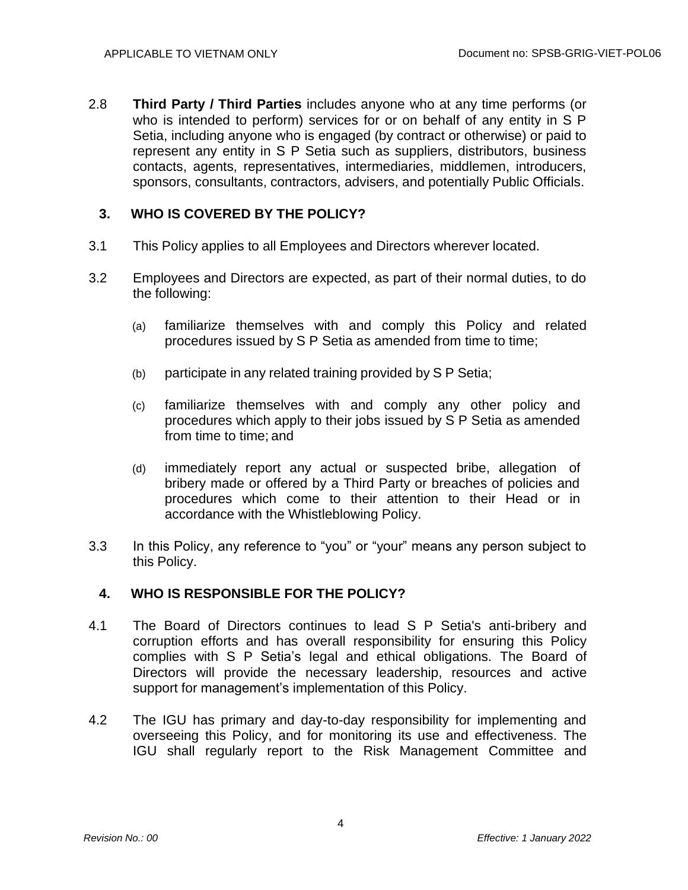2.8 **Third Party / Third Parties** includes anyone who at any time performs (or who is intended to perform) services for or on behalf of any entity in S P Setia, including anyone who is engaged (by contract or otherwise) or paid to represent any entity in S P Setia such as suppliers, distributors, business contacts, agents, representatives, intermediaries, middlemen, introducers, sponsors, consultants, contractors, advisers, and potentially Public Officials.

## 3. WHO IS COVERED BY THE POLICY?

3.1 This Policy applies to all Employees and Directors wherever located.

3.2 Employees and Directors are expected, as part of their normal duties, to do the following:

(a) familiarize themselves with and comply this Policy and related procedures issued by S P Setia as amended from time to time;

(b) participate in any related training provided by S P Setia;

(c) familiarize themselves with and comply any other policy and procedures which apply to their jobs issued by S P Setia as amended from time to time; and

(d) immediately report any actual or suspected bribe, allegation of bribery made or offered by a Third Party or breaches of policies and procedures which come to their attention to their Head or in accordance with the Whistleblowing Policy.

3.3 In this Policy, any reference to "you" or "your" means any person subject to this Policy.

## 4. WHO IS RESPONSIBLE FOR THE POLICY?

4.1 The Board of Directors continues to lead S P Setia's anti-bribery and corruption efforts and has overall responsibility for ensuring this Policy complies with S P Setia's legal and ethical obligations. The Board of Directors will provide the necessary leadership, resources and active support for management's implementation of this Policy.

4.2 The IGU has primary and day-to-day responsibility for implementing and overseeing this Policy, and for monitoring its use and effectiveness. The IGU shall regularly report to the Risk Management Committee and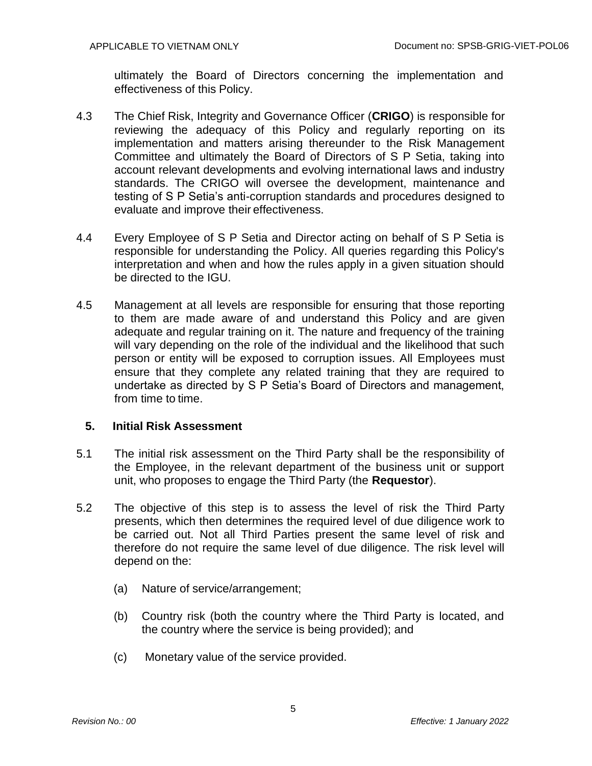ultimately the Board of Directors concerning the implementation and effectiveness of this Policy.

4.3 The Chief Risk, Integrity and Governance Officer (**CRIGO**) is responsible for reviewing the adequacy of this Policy and regularly reporting on its implementation and matters arising thereunder to the Risk Management Committee and ultimately the Board of Directors of S P Setia, taking into account relevant developments and evolving international laws and industry standards. The CRIGO will oversee the development, maintenance and testing of S P Setia's anti-corruption standards and procedures designed to evaluate and improve their effectiveness.

4.4 Every Employee of S P Setia and Director acting on behalf of S P Setia is responsible for understanding the Policy. All queries regarding this Policy's interpretation and when and how the rules apply in a given situation should be directed to the IGU.

4.5 Management at all levels are responsible for ensuring that those reporting to them are made aware of and understand this Policy and are given adequate and regular training on it. The nature and frequency of the training will vary depending on the role of the individual and the likelihood that such person or entity will be exposed to corruption issues. All Employees must ensure that they complete any related training that they are required to undertake as directed by S P Setia's Board of Directors and management, from time to time.

## 5. Initial Risk Assessment

5.1 The initial risk assessment on the Third Party shall be the responsibility of the Employee, in the relevant department of the business unit or support unit, who proposes to engage the Third Party (the **Requestor**).

5.2 The objective of this step is to assess the level of risk the Third Party presents, which then determines the required level of due diligence work to be carried out. Not all Third Parties present the same level of risk and therefore do not require the same level of due diligence. The risk level will depend on the:

(a) Nature of service/arrangement;

(b) Country risk (both the country where the Third Party is located, and the country where the service is being provided); and

(c) Monetary value of the service provided.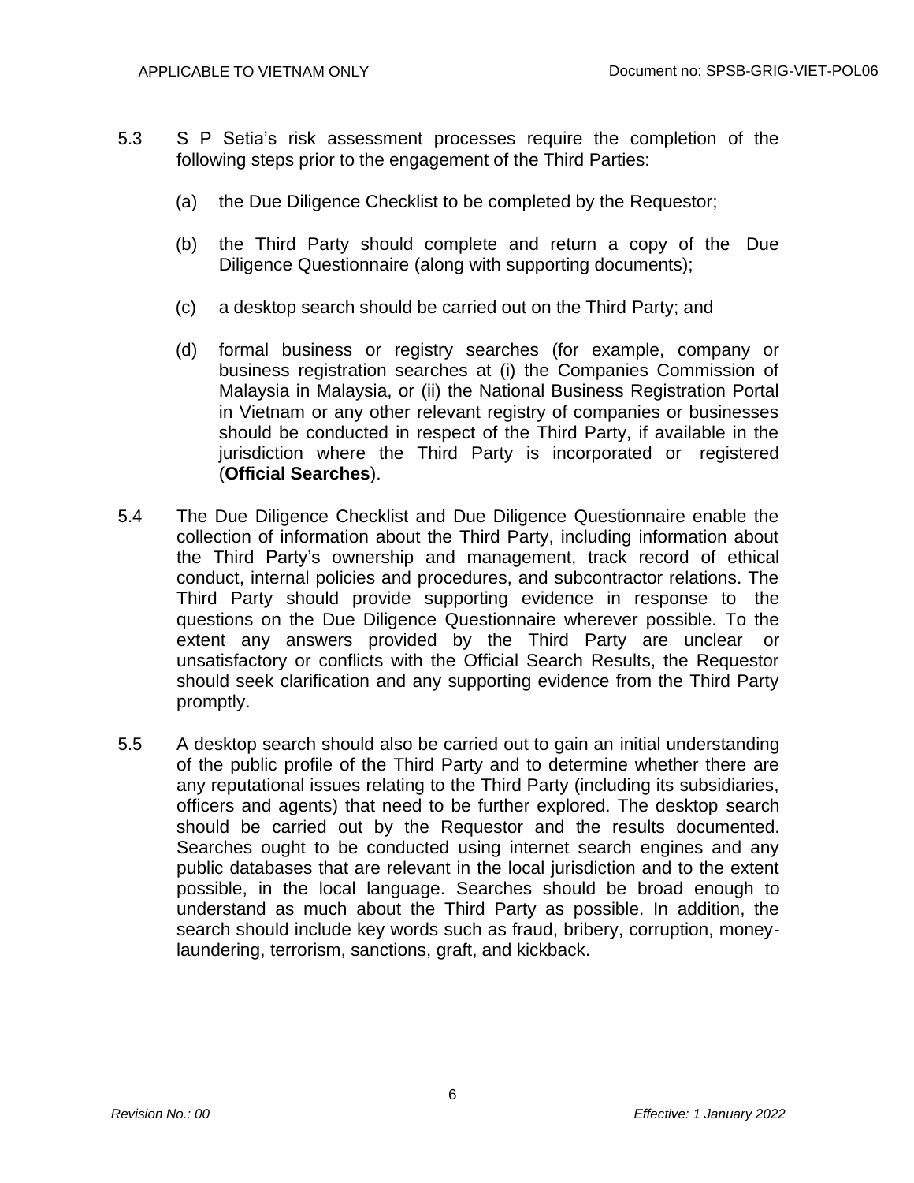5.3 S P Setia's risk assessment processes require the completion of the following steps prior to the engagement of the Third Parties:

   (a) the Due Diligence Checklist to be completed by the Requestor;

   (b) the Third Party should complete and return a copy of the Due Diligence Questionnaire (along with supporting documents);

   (c) a desktop search should be carried out on the Third Party; and

   (d) formal business or registry searches (for example, company or business registration searches at (i) the Companies Commission of Malaysia in Malaysia, or (ii) the National Business Registration Portal in Vietnam or any other relevant registry of companies or businesses should be conducted in respect of the Third Party, if available in the jurisdiction where the Third Party is incorporated or registered (**Official Searches**).

5.4 The Due Diligence Checklist and Due Diligence Questionnaire enable the collection of information about the Third Party, including information about the Third Party's ownership and management, track record of ethical conduct, internal policies and procedures, and subcontractor relations. The Third Party should provide supporting evidence in response to the questions on the Due Diligence Questionnaire wherever possible. To the extent any answers provided by the Third Party are unclear or unsatisfactory or conflicts with the Official Search Results, the Requestor should seek clarification and any supporting evidence from the Third Party promptly.

5.5 A desktop search should also be carried out to gain an initial understanding of the public profile of the Third Party and to determine whether there are any reputational issues relating to the Third Party (including its subsidiaries, officers and agents) that need to be further explored. The desktop search should be carried out by the Requestor and the results documented. Searches ought to be conducted using internet search engines and any public databases that are relevant in the local jurisdiction and to the extent possible, in the local language. Searches should be broad enough to understand as much about the Third Party as possible. In addition, the search should include key words such as fraud, bribery, corruption, money-laundering, terrorism, sanctions, graft, and kickback.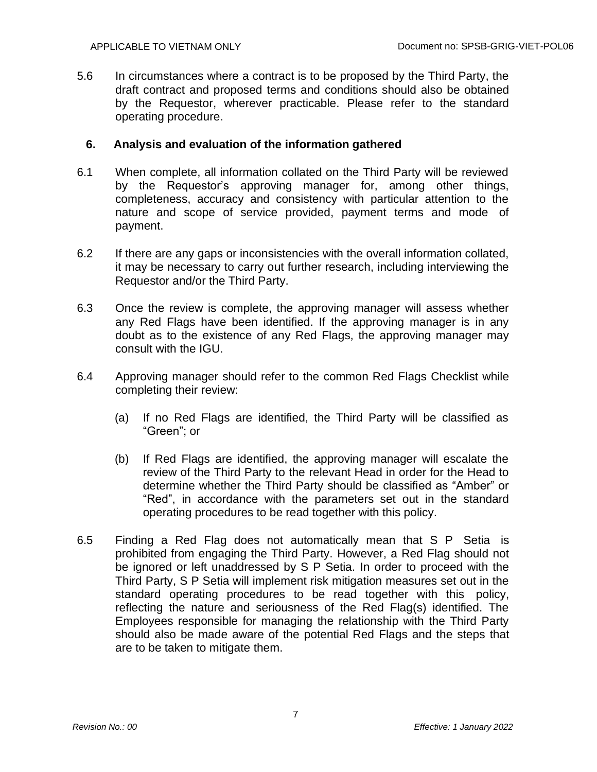5.6 In circumstances where a contract is to be proposed by the Third Party, the draft contract and proposed terms and conditions should also be obtained by the Requestor, wherever practicable. Please refer to the standard operating procedure.

## 6. Analysis and evaluation of the information gathered

6.1 When complete, all information collated on the Third Party will be reviewed by the Requestor's approving manager for, among other things, completeness, accuracy and consistency with particular attention to the nature and scope of service provided, payment terms and mode of payment.

6.2 If there are any gaps or inconsistencies with the overall information collated, it may be necessary to carry out further research, including interviewing the Requestor and/or the Third Party.

6.3 Once the review is complete, the approving manager will assess whether any Red Flags have been identified. If the approving manager is in any doubt as to the existence of any Red Flags, the approving manager may consult with the IGU.

6.4 Approving manager should refer to the common Red Flags Checklist while completing their review:

(a) If no Red Flags are identified, the Third Party will be classified as "Green"; or

(b) If Red Flags are identified, the approving manager will escalate the review of the Third Party to the relevant Head in order for the Head to determine whether the Third Party should be classified as "Amber" or "Red", in accordance with the parameters set out in the standard operating procedures to be read together with this policy.

6.5 Finding a Red Flag does not automatically mean that S P Setia is prohibited from engaging the Third Party. However, a Red Flag should not be ignored or left unaddressed by S P Setia. In order to proceed with the Third Party, S P Setia will implement risk mitigation measures set out in the standard operating procedures to be read together with this policy, reflecting the nature and seriousness of the Red Flag(s) identified. The Employees responsible for managing the relationship with the Third Party should also be made aware of the potential Red Flags and the steps that are to be taken to mitigate them.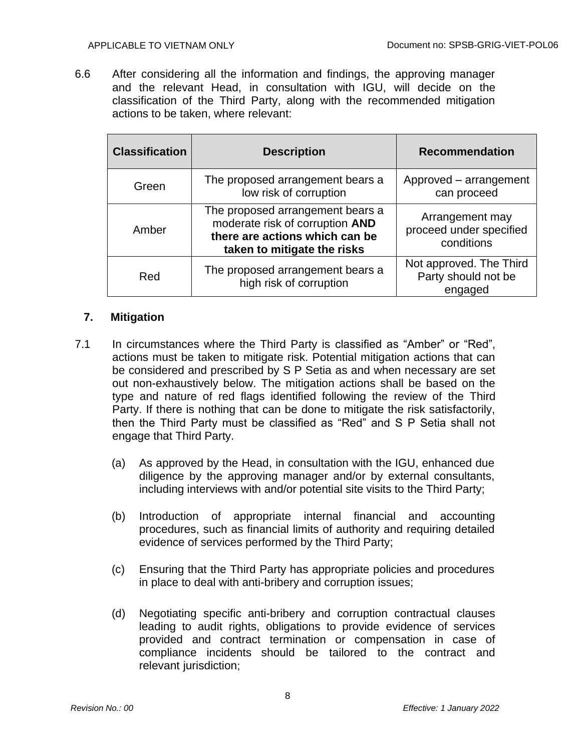6.6 After considering all the information and findings, the approving manager and the relevant Head, in consultation with IGU, will decide on the classification of the Third Party, along with the recommended mitigation actions to be taken, where relevant:

| Classification | Description | Recommendation |
|---|---|---|
| Green | The proposed arrangement bears a low risk of corruption | Approved – arrangement can proceed |
| Amber | The proposed arrangement bears a moderate risk of corruption **AND there are actions which can be taken to mitigate the risks** | Arrangement may proceed under specified conditions |
| Red | The proposed arrangement bears a high risk of corruption | Not approved. The Third Party should not be engaged |

## 7. Mitigation

7.1 In circumstances where the Third Party is classified as "Amber" or "Red", actions must be taken to mitigate risk. Potential mitigation actions that can be considered and prescribed by S P Setia as and when necessary are set out non-exhaustively below. The mitigation actions shall be based on the type and nature of red flags identified following the review of the Third Party. If there is nothing that can be done to mitigate the risk satisfactorily, then the Third Party must be classified as "Red" and S P Setia shall not engage that Third Party.

(a) As approved by the Head, in consultation with the IGU, enhanced due diligence by the approving manager and/or by external consultants, including interviews with and/or potential site visits to the Third Party;

(b) Introduction of appropriate internal financial and accounting procedures, such as financial limits of authority and requiring detailed evidence of services performed by the Third Party;

(c) Ensuring that the Third Party has appropriate policies and procedures in place to deal with anti-bribery and corruption issues;

(d) Negotiating specific anti-bribery and corruption contractual clauses leading to audit rights, obligations to provide evidence of services provided and contract termination or compensation in case of compliance incidents should be tailored to the contract and relevant jurisdiction;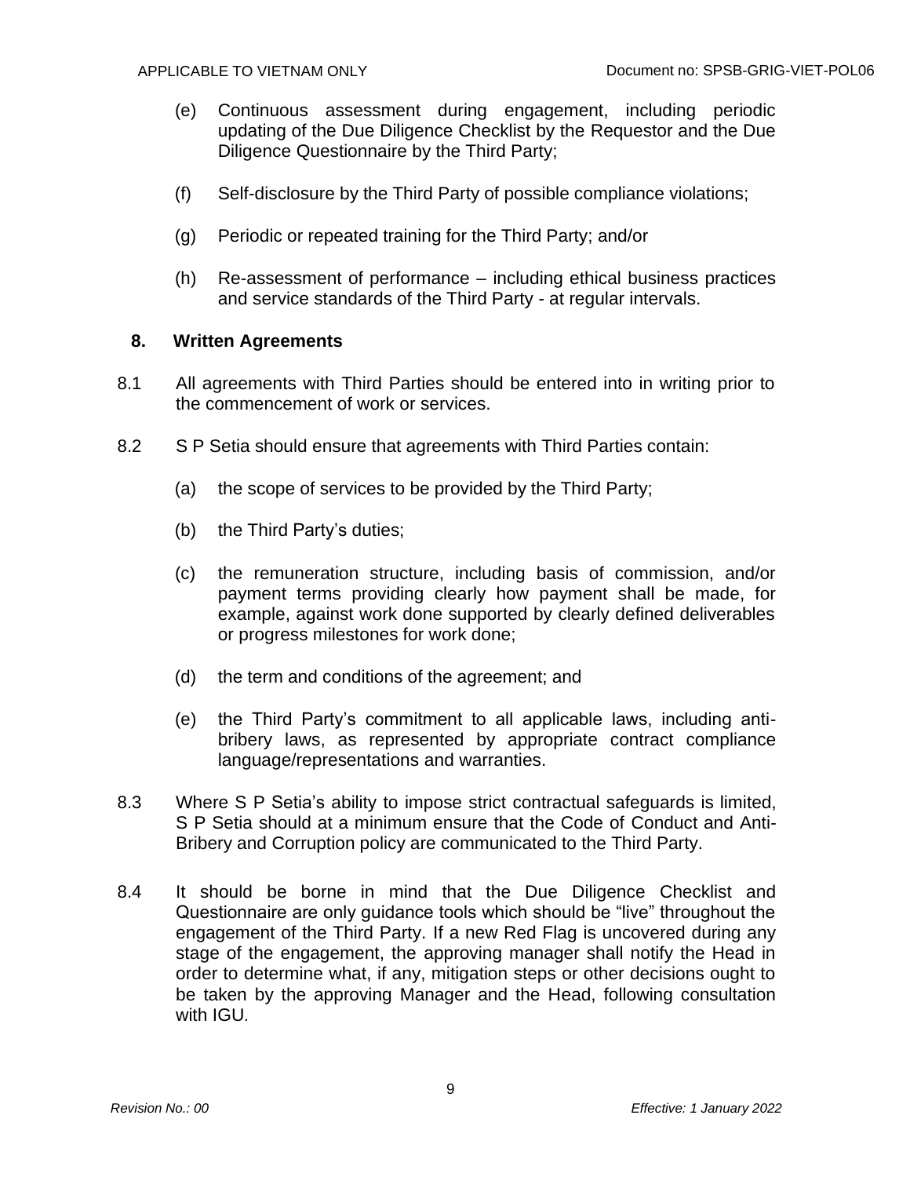(e) Continuous assessment during engagement, including periodic updating of the Due Diligence Checklist by the Requestor and the Due Diligence Questionnaire by the Third Party;

(f) Self-disclosure by the Third Party of possible compliance violations;

(g) Periodic or repeated training for the Third Party; and/or

(h) Re-assessment of performance – including ethical business practices and service standards of the Third Party - at regular intervals.

## 8. Written Agreements

8.1 All agreements with Third Parties should be entered into in writing prior to the commencement of work or services.

8.2 S P Setia should ensure that agreements with Third Parties contain:

(a) the scope of services to be provided by the Third Party;

(b) the Third Party's duties;

(c) the remuneration structure, including basis of commission, and/or payment terms providing clearly how payment shall be made, for example, against work done supported by clearly defined deliverables or progress milestones for work done;

(d) the term and conditions of the agreement; and

(e) the Third Party's commitment to all applicable laws, including anti-bribery laws, as represented by appropriate contract compliance language/representations and warranties.

8.3 Where S P Setia's ability to impose strict contractual safeguards is limited, S P Setia should at a minimum ensure that the Code of Conduct and Anti-Bribery and Corruption policy are communicated to the Third Party.

8.4 It should be borne in mind that the Due Diligence Checklist and Questionnaire are only guidance tools which should be "live" throughout the engagement of the Third Party. If a new Red Flag is uncovered during any stage of the engagement, the approving manager shall notify the Head in order to determine what, if any, mitigation steps or other decisions ought to be taken by the approving Manager and the Head, following consultation with IGU.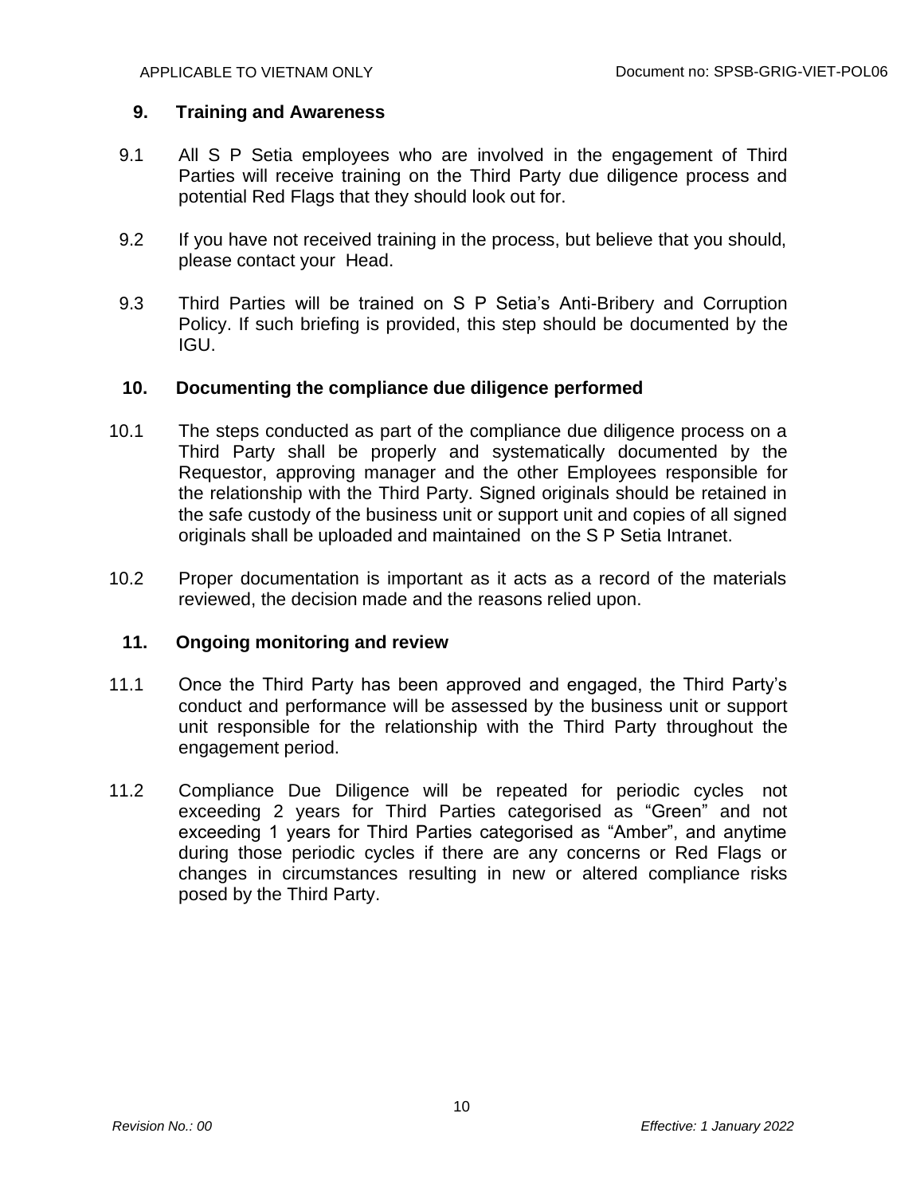## 9. Training and Awareness

9.1 All S P Setia employees who are involved in the engagement of Third Parties will receive training on the Third Party due diligence process and potential Red Flags that they should look out for.

9.2 If you have not received training in the process, but believe that you should, please contact your Head.

9.3 Third Parties will be trained on S P Setia's Anti-Bribery and Corruption Policy. If such briefing is provided, this step should be documented by the IGU.

## 10. Documenting the compliance due diligence performed

10.1 The steps conducted as part of the compliance due diligence process on a Third Party shall be properly and systematically documented by the Requestor, approving manager and the other Employees responsible for the relationship with the Third Party. Signed originals should be retained in the safe custody of the business unit or support unit and copies of all signed originals shall be uploaded and maintained on the S P Setia Intranet.

10.2 Proper documentation is important as it acts as a record of the materials reviewed, the decision made and the reasons relied upon.

## 11. Ongoing monitoring and review

11.1 Once the Third Party has been approved and engaged, the Third Party's conduct and performance will be assessed by the business unit or support unit responsible for the relationship with the Third Party throughout the engagement period.

11.2 Compliance Due Diligence will be repeated for periodic cycles not exceeding 2 years for Third Parties categorised as "Green" and not exceeding 1 years for Third Parties categorised as "Amber", and anytime during those periodic cycles if there are any concerns or Red Flags or changes in circumstances resulting in new or altered compliance risks posed by the Third Party.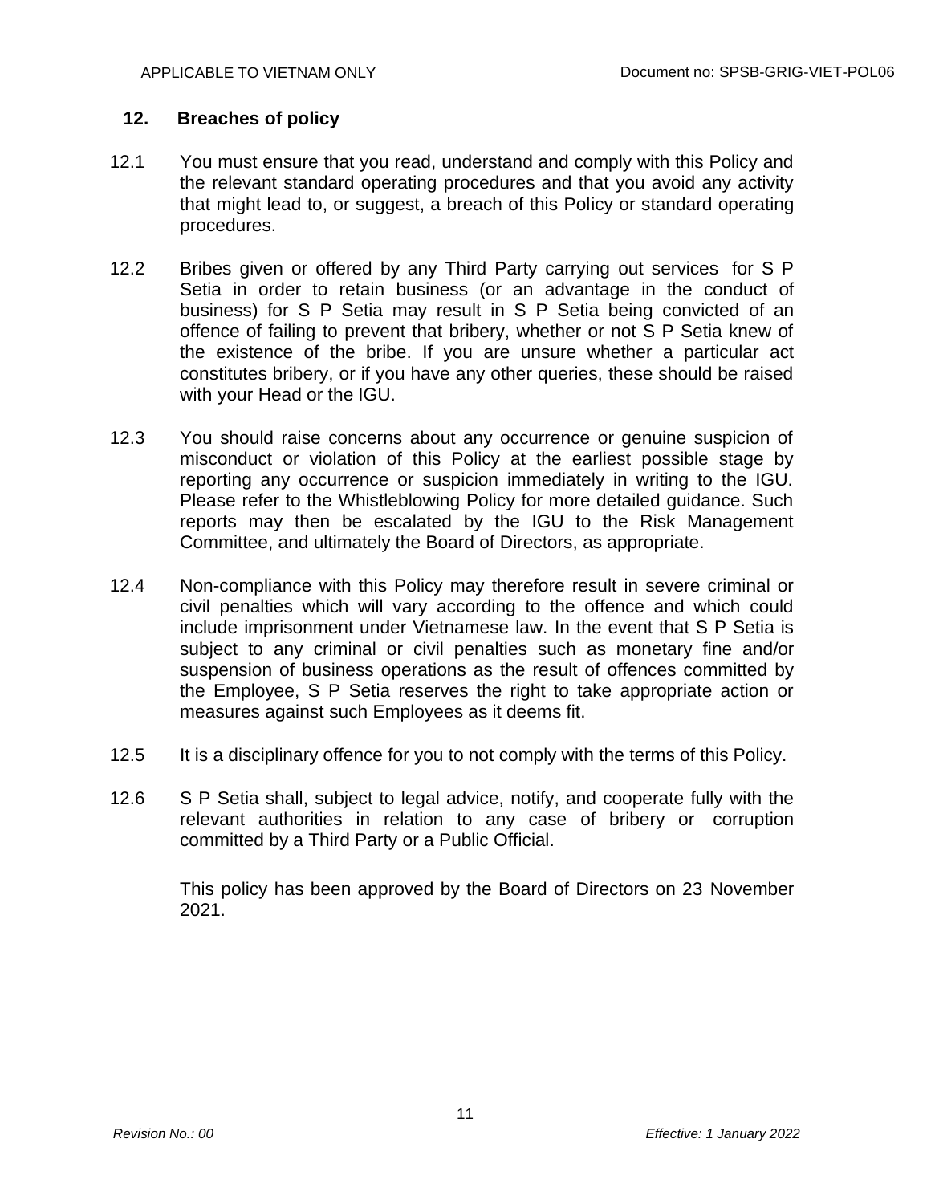## 12. Breaches of policy

12.1 You must ensure that you read, understand and comply with this Policy and the relevant standard operating procedures and that you avoid any activity that might lead to, or suggest, a breach of this Policy or standard operating procedures.

12.2 Bribes given or offered by any Third Party carrying out services for S P Setia in order to retain business (or an advantage in the conduct of business) for S P Setia may result in S P Setia being convicted of an offence of failing to prevent that bribery, whether or not S P Setia knew of the existence of the bribe. If you are unsure whether a particular act constitutes bribery, or if you have any other queries, these should be raised with your Head or the IGU.

12.3 You should raise concerns about any occurrence or genuine suspicion of misconduct or violation of this Policy at the earliest possible stage by reporting any occurrence or suspicion immediately in writing to the IGU. Please refer to the Whistleblowing Policy for more detailed guidance. Such reports may then be escalated by the IGU to the Risk Management Committee, and ultimately the Board of Directors, as appropriate.

12.4 Non-compliance with this Policy may therefore result in severe criminal or civil penalties which will vary according to the offence and which could include imprisonment under Vietnamese law. In the event that S P Setia is subject to any criminal or civil penalties such as monetary fine and/or suspension of business operations as the result of offences committed by the Employee, S P Setia reserves the right to take appropriate action or measures against such Employees as it deems fit.

12.5 It is a disciplinary offence for you to not comply with the terms of this Policy.

12.6 S P Setia shall, subject to legal advice, notify, and cooperate fully with the relevant authorities in relation to any case of bribery or corruption committed by a Third Party or a Public Official.

This policy has been approved by the Board of Directors on 23 November 2021.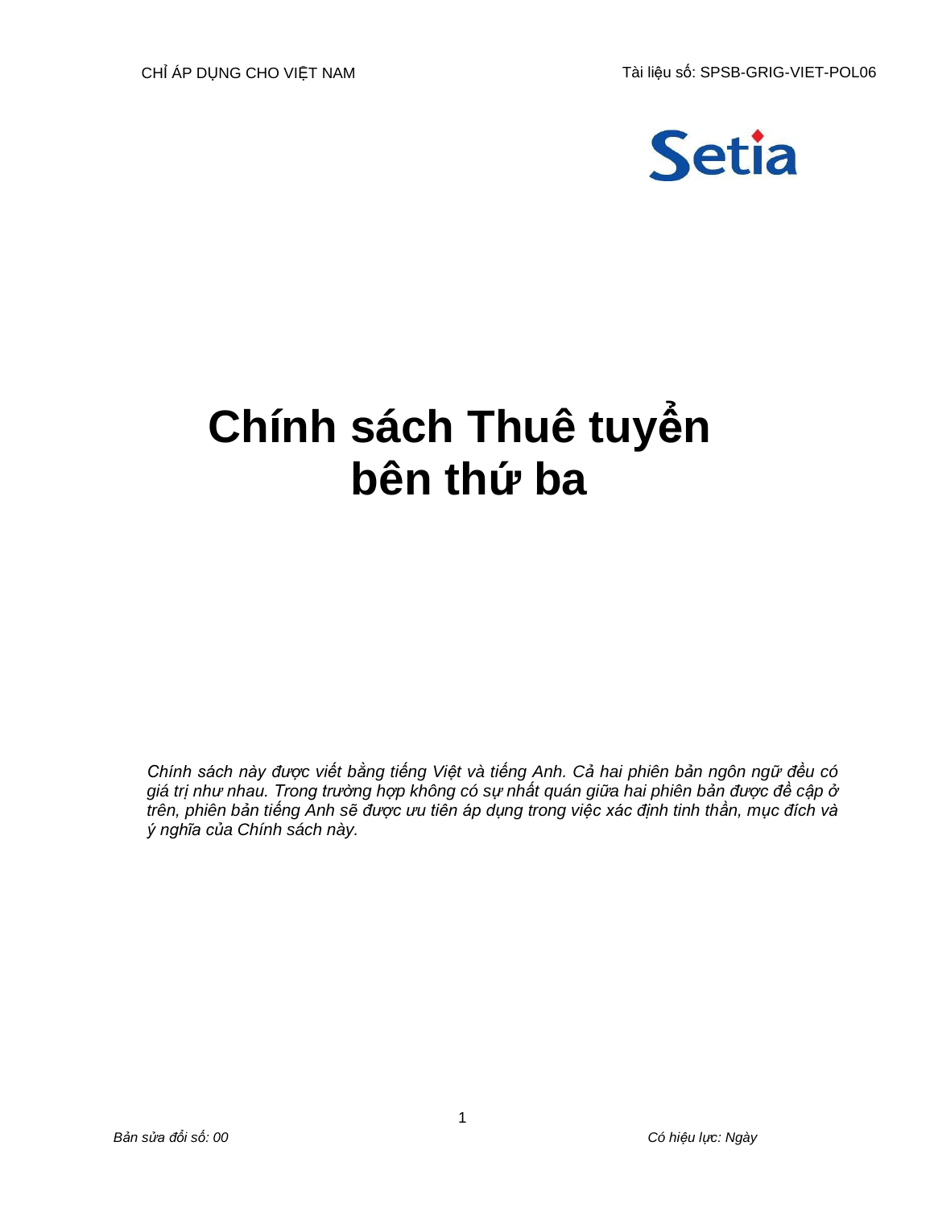# Chính sách Thuê tuyển bên thứ ba

*Chính sách này được viết bằng tiếng Việt và tiếng Anh. Cả hai phiên bản ngôn ngữ đều có giá trị như nhau. Trong trường hợp không có sự nhất quán giữa hai phiên bản được đề cập ở trên, phiên bản tiếng Anh sẽ được ưu tiên áp dụng trong việc xác định tinh thần, mục đích và ý nghĩa của Chính sách này.*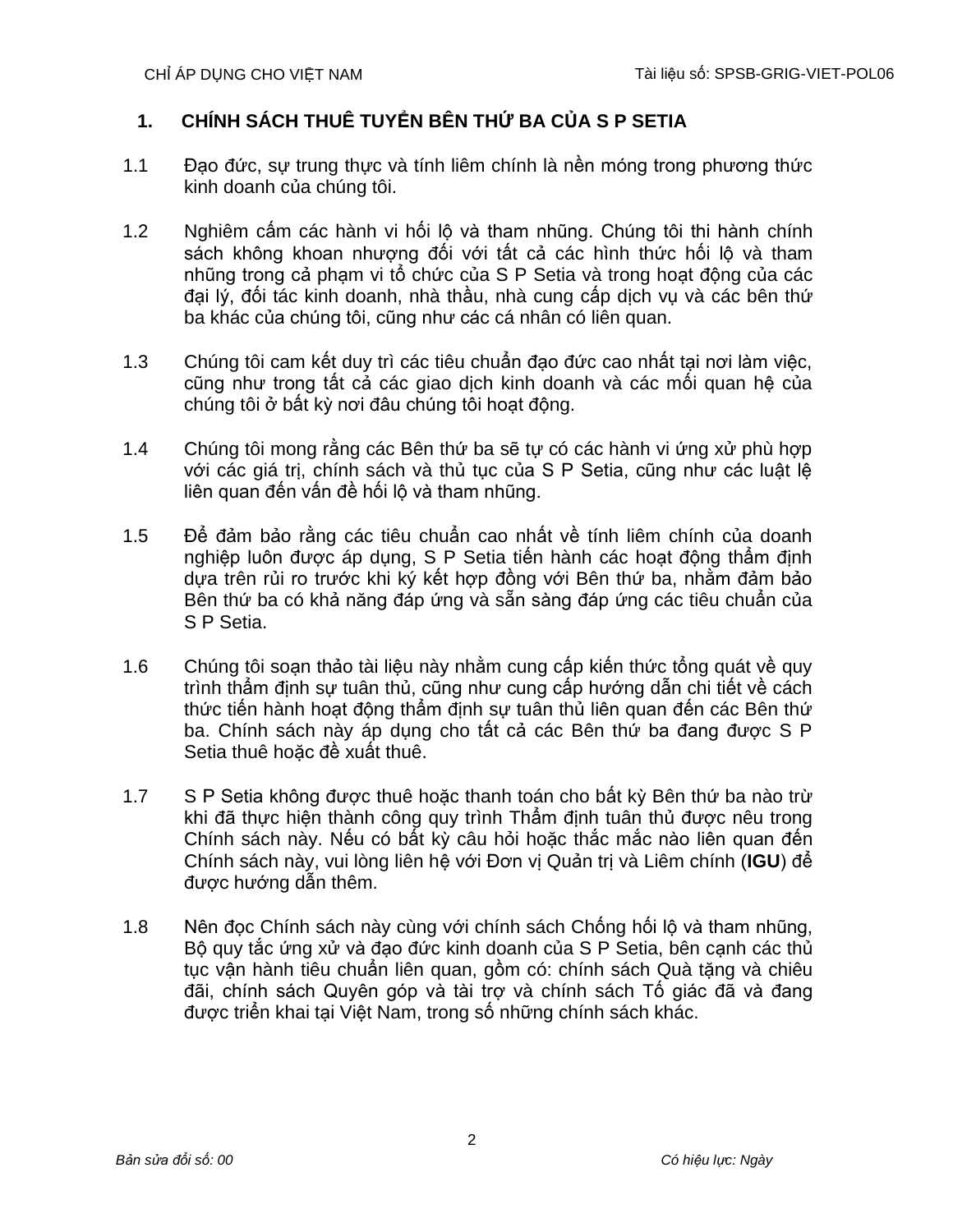## 1. CHÍNH SÁCH THUÊ TUYỂN BÊN THỨ BA CỦA S P SETIA

1.1 Đạo đức, sự trung thực và tính liêm chính là nền móng trong phương thức kinh doanh của chúng tôi.

1.2 Nghiêm cấm các hành vi hối lộ và tham nhũng. Chúng tôi thi hành chính sách không khoan nhượng đối với tất cả các hình thức hối lộ và tham nhũng trong cả phạm vi tổ chức của S P Setia và trong hoạt động của các đại lý, đối tác kinh doanh, nhà thầu, nhà cung cấp dịch vụ và các bên thứ ba khác của chúng tôi, cũng như các cá nhân có liên quan.

1.3 Chúng tôi cam kết duy trì các tiêu chuẩn đạo đức cao nhất tại nơi làm việc, cũng như trong tất cả các giao dịch kinh doanh và các mối quan hệ của chúng tôi ở bất kỳ nơi đâu chúng tôi hoạt động.

1.4 Chúng tôi mong rằng các Bên thứ ba sẽ tự có các hành vi ứng xử phù hợp với các giá trị, chính sách và thủ tục của S P Setia, cũng như các luật lệ liên quan đến vấn đề hối lộ và tham nhũng.

1.5 Để đảm bảo rằng các tiêu chuẩn cao nhất về tính liêm chính của doanh nghiệp luôn được áp dụng, S P Setia tiến hành các hoạt động thẩm định dựa trên rủi ro trước khi ký kết hợp đồng với Bên thứ ba, nhằm đảm bảo Bên thứ ba có khả năng đáp ứng và sẵn sàng đáp ứng các tiêu chuẩn của S P Setia.

1.6 Chúng tôi soạn thảo tài liệu này nhằm cung cấp kiến thức tổng quát về quy trình thẩm định sự tuân thủ, cũng như cung cấp hướng dẫn chi tiết về cách thức tiến hành hoạt động thẩm định sự tuân thủ liên quan đến các Bên thứ ba. Chính sách này áp dụng cho tất cả các Bên thứ ba đang được S P Setia thuê hoặc đề xuất thuê.

1.7 S P Setia không được thuê hoặc thanh toán cho bất kỳ Bên thứ ba nào trừ khi đã thực hiện thành công quy trình Thẩm định tuân thủ được nêu trong Chính sách này. Nếu có bất kỳ câu hỏi hoặc thắc mắc nào liên quan đến Chính sách này, vui lòng liên hệ với Đơn vị Quản trị và Liêm chính (**IGU**) để được hướng dẫn thêm.

1.8 Nên đọc Chính sách này cùng với chính sách Chống hối lộ và tham nhũng, Bộ quy tắc ứng xử và đạo đức kinh doanh của S P Setia, bên cạnh các thủ tục vận hành tiêu chuẩn liên quan, gồm có: chính sách Quà tặng và chiêu đãi, chính sách Quyên góp và tài trợ và chính sách Tố giác đã và đang được triển khai tại Việt Nam, trong số những chính sách khác.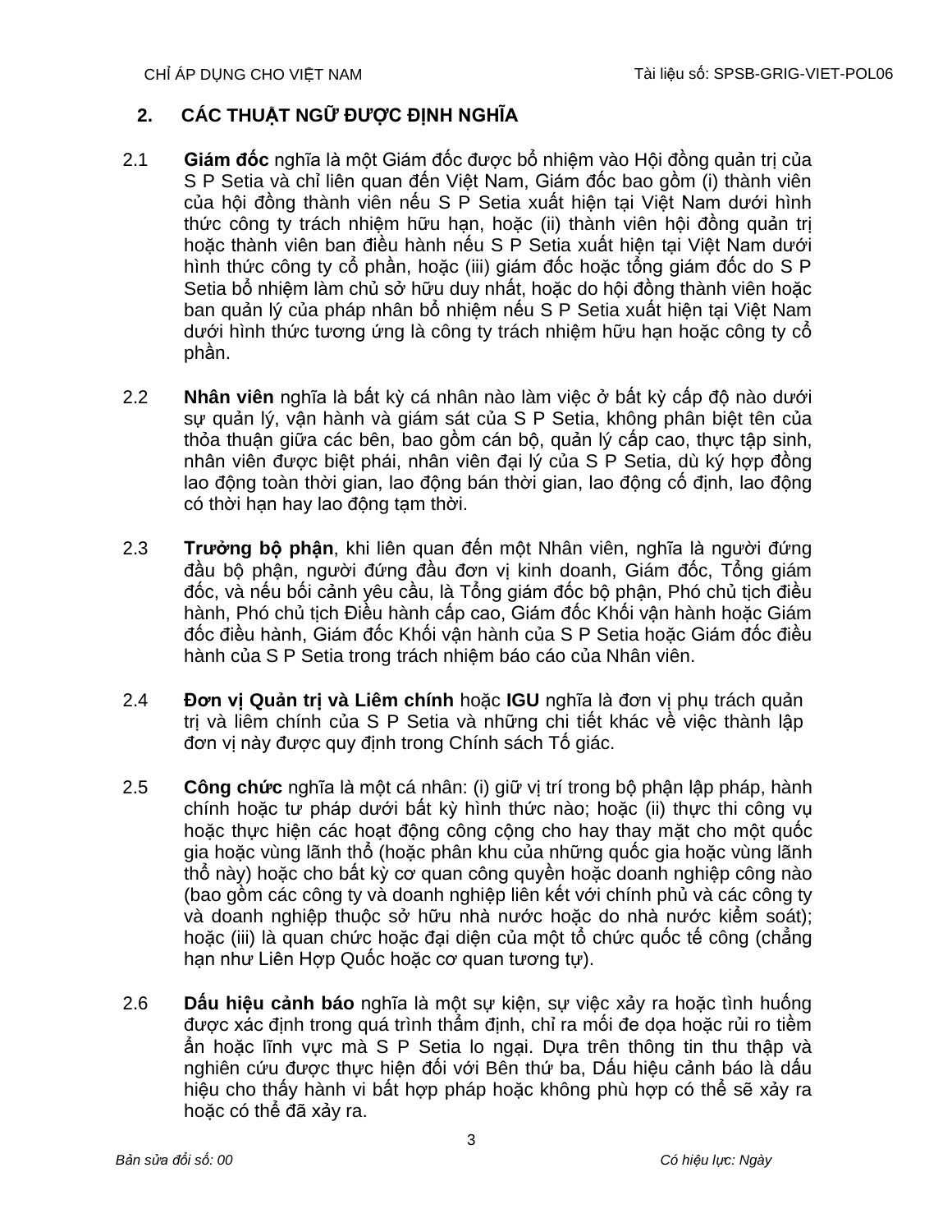## 2. CÁC THUẬT NGỮ ĐƯỢC ĐỊNH NGHĨA

2.1 **Giám đốc** nghĩa là một Giám đốc được bổ nhiệm vào Hội đồng quản trị của S P Setia và chỉ liên quan đến Việt Nam, Giám đốc bao gồm (i) thành viên của hội đồng thành viên nếu S P Setia xuất hiện tại Việt Nam dưới hình thức công ty trách nhiệm hữu hạn, hoặc (ii) thành viên hội đồng quản trị hoặc thành viên ban điều hành nếu S P Setia xuất hiện tại Việt Nam dưới hình thức công ty cổ phần, hoặc (iii) giám đốc hoặc tổng giám đốc do S P Setia bổ nhiệm làm chủ sở hữu duy nhất, hoặc do hội đồng thành viên hoặc ban quản lý của pháp nhân bổ nhiệm nếu S P Setia xuất hiện tại Việt Nam dưới hình thức tương ứng là công ty trách nhiệm hữu hạn hoặc công ty cổ phần.

2.2 **Nhân viên** nghĩa là bất kỳ cá nhân nào làm việc ở bất kỳ cấp độ nào dưới sự quản lý, vận hành và giám sát của S P Setia, không phân biệt tên của thỏa thuận giữa các bên, bao gồm cán bộ, quản lý cấp cao, thực tập sinh, nhân viên được biệt phái, nhân viên đại lý của S P Setia, dù ký hợp đồng lao động toàn thời gian, lao động bán thời gian, lao động cố định, lao động có thời hạn hay lao động tạm thời.

2.3 ***Trưởng bộ phận***, khi liên quan đến một Nhân viên, nghĩa là người đứng đầu bộ phận, người đứng đầu đơn vị kinh doanh, Giám đốc, Tổng giám đốc, và nếu bối cảnh yêu cầu, là Tổng giám đốc bộ phận, Phó chủ tịch điều hành, Phó chủ tịch Điều hành cấp cao, Giám đốc Khối vận hành hoặc Giám đốc điều hành, Giám đốc Khối vận hành của S P Setia hoặc Giám đốc điều hành của S P Setia trong trách nhiệm báo cáo của Nhân viên.

2.4 **Đơn vị Quản trị và Liêm chính** hoặc **IGU** nghĩa là đơn vị phụ trách quản trị và liêm chính của S P Setia và những chi tiết khác về việc thành lập đơn vị này được quy định trong Chính sách Tố giác.

2.5 **Công chức** nghĩa là một cá nhân: (i) giữ vị trí trong bộ phận lập pháp, hành chính hoặc tư pháp dưới bất kỳ hình thức nào; hoặc (ii) thực thi công vụ hoặc thực hiện các hoạt động công cộng cho hay thay mặt cho một quốc gia hoặc vùng lãnh thổ (hoặc phân khu của những quốc gia hoặc vùng lãnh thổ này) hoặc cho bất kỳ cơ quan công quyền hoặc doanh nghiệp công nào (bao gồm các công ty và doanh nghiệp liên kết với chính phủ và các công ty và doanh nghiệp thuộc sở hữu nhà nước hoặc do nhà nước kiểm soát); hoặc (iii) là quan chức hoặc đại diện của một tổ chức quốc tế công (chẳng hạn như Liên Hợp Quốc hoặc cơ quan tương tự).

2.6 **Dấu hiệu cảnh báo** nghĩa là một sự kiện, sự việc xảy ra hoặc tình huống được xác định trong quá trình thẩm định, chỉ ra mối đe dọa hoặc rủi ro tiềm ẩn hoặc lĩnh vực mà S P Setia lo ngại. Dựa trên thông tin thu thập và nghiên cứu được thực hiện đối với Bên thứ ba, Dấu hiệu cảnh báo là dấu hiệu cho thấy hành vi bất hợp pháp hoặc không phù hợp có thể sẽ xảy ra hoặc có thể đã xảy ra.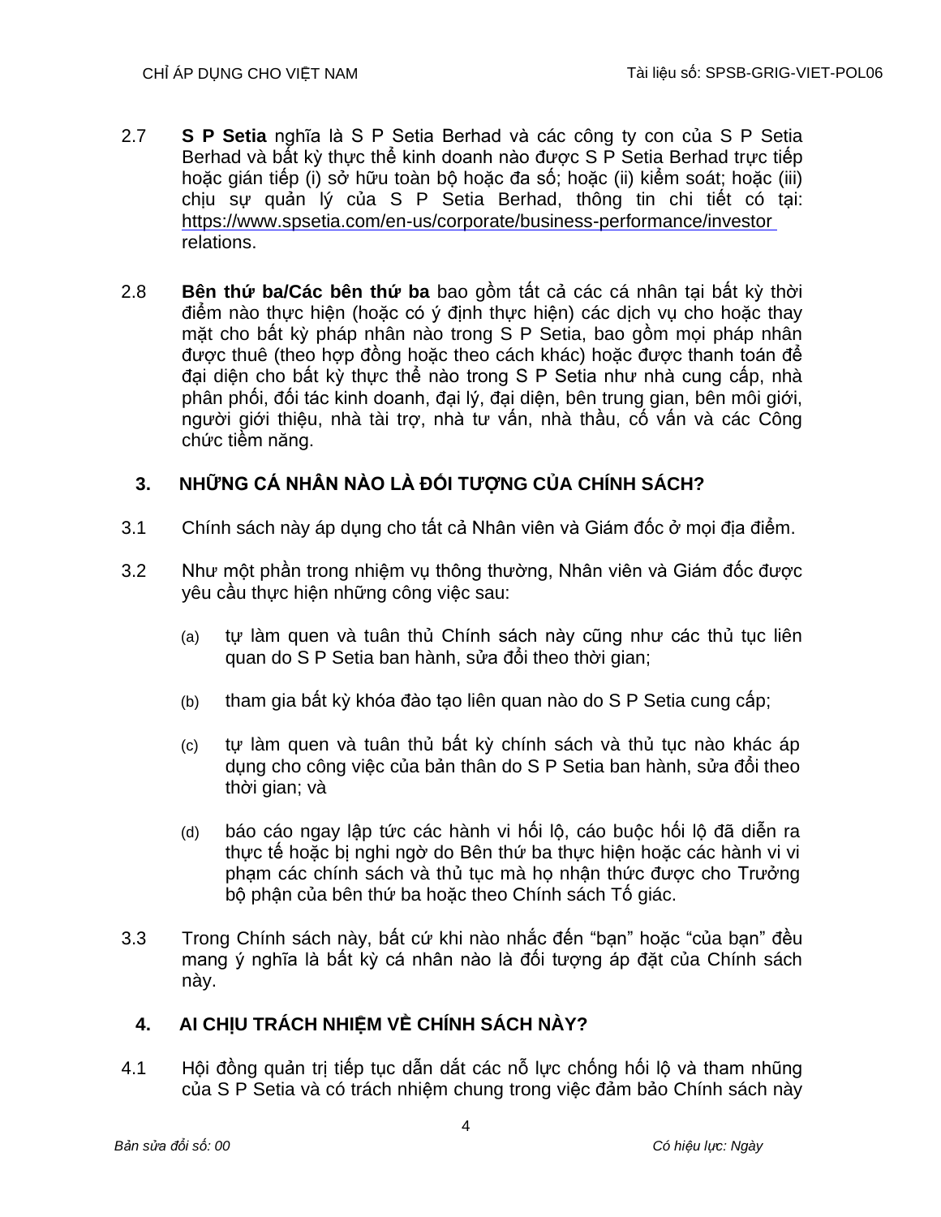2.7 **S P Setia** nghĩa là S P Setia Berhad và các công ty con của S P Setia Berhad và bất kỳ thực thể kinh doanh nào được S P Setia Berhad trực tiếp hoặc gián tiếp (i) sở hữu toàn bộ hoặc đa số; hoặc (ii) kiểm soát; hoặc (iii) chịu sự quản lý của S P Setia Berhad, thông tin chi tiết có tại: https://www.spsetia.com/en-us/corporate/business-performance/investor relations.

2.8 **Bên thứ ba/Các bên thứ ba** bao gồm tất cả các cá nhân tại bất kỳ thời điểm nào thực hiện (hoặc có ý định thực hiện) các dịch vụ cho hoặc thay mặt cho bất kỳ pháp nhân nào trong S P Setia, bao gồm mọi pháp nhân được thuê (theo hợp đồng hoặc theo cách khác) hoặc được thanh toán để đại diện cho bất kỳ thực thể nào trong S P Setia như nhà cung cấp, nhà phân phối, đối tác kinh doanh, đại lý, đại diện, bên trung gian, bên môi giới, người giới thiệu, nhà tài trợ, nhà tư vấn, nhà thầu, cố vấn và các Công chức tiềm năng.

## 3. NHỮNG CÁ NHÂN NÀO LÀ ĐỐI TƯỢNG CỦA CHÍNH SÁCH?

3.1 Chính sách này áp dụng cho tất cả Nhân viên và Giám đốc ở mọi địa điểm.

3.2 Như một phần trong nhiệm vụ thông thường, Nhân viên và Giám đốc được yêu cầu thực hiện những công việc sau:

(a) tự làm quen và tuân thủ Chính sách này cũng như các thủ tục liên quan do S P Setia ban hành, sửa đổi theo thời gian;

(b) tham gia bất kỳ khóa đào tạo liên quan nào do S P Setia cung cấp;

(c) tự làm quen và tuân thủ bất kỳ chính sách và thủ tục nào khác áp dụng cho công việc của bản thân do S P Setia ban hành, sửa đổi theo thời gian; và

(d) báo cáo ngay lập tức các hành vi hối lộ, cáo buộc hối lộ đã diễn ra thực tế hoặc bị nghi ngờ do Bên thứ ba thực hiện hoặc các hành vi vi phạm các chính sách và thủ tục mà họ nhận thức được cho Trưởng bộ phận của bên thứ ba hoặc theo Chính sách Tố giác.

3.3 Trong Chính sách này, bất cứ khi nào nhắc đến "bạn" hoặc "của bạn" đều mang ý nghĩa là bất kỳ cá nhân nào là đối tượng áp đặt của Chính sách này.

## 4. AI CHỊU TRÁCH NHIỆM VỀ CHÍNH SÁCH NÀY?

4.1 Hội đồng quản trị tiếp tục dẫn dắt các nỗ lực chống hối lộ và tham nhũng của S P Setia và có trách nhiệm chung trong việc đảm bảo Chính sách này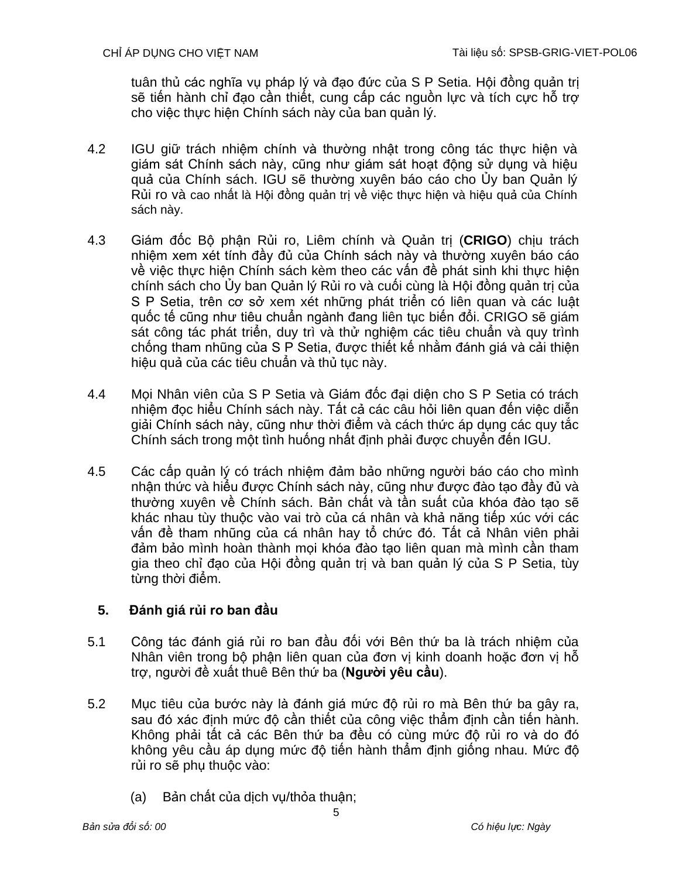tuân thủ các nghĩa vụ pháp lý và đạo đức của S P Setia. Hội đồng quản trị sẽ tiến hành chỉ đạo cần thiết, cung cấp các nguồn lực và tích cực hỗ trợ cho việc thực hiện Chính sách này của ban quản lý.

4.2 IGU giữ trách nhiệm chính và thường nhật trong công tác thực hiện và giám sát Chính sách này, cũng như giám sát hoạt động sử dụng và hiệu quả của Chính sách. IGU sẽ thường xuyên báo cáo cho Ủy ban Quản lý Rủi ro và cao nhất là Hội đồng quản trị về việc thực hiện và hiệu quả của Chính sách này.

4.3 Giám đốc Bộ phận Rủi ro, Liêm chính và Quản trị (**CRIGO**) chịu trách nhiệm xem xét tính đầy đủ của Chính sách này và thường xuyên báo cáo về việc thực hiện Chính sách kèm theo các vấn đề phát sinh khi thực hiện chính sách cho Ủy ban Quản lý Rủi ro và cuối cùng là Hội đồng quản trị của S P Setia, trên cơ sở xem xét những phát triển có liên quan và các luật quốc tế cũng như tiêu chuẩn ngành đang liên tục biến đổi. CRIGO sẽ giám sát công tác phát triển, duy trì và thử nghiệm các tiêu chuẩn và quy trình chống tham nhũng của S P Setia, được thiết kế nhằm đánh giá và cải thiện hiệu quả của các tiêu chuẩn và thủ tục này.

4.4 Mọi Nhân viên của S P Setia và Giám đốc đại diện cho S P Setia có trách nhiệm đọc hiểu Chính sách này. Tất cả các câu hỏi liên quan đến việc diễn giải Chính sách này, cũng như thời điểm và cách thức áp dụng các quy tắc Chính sách trong một tình huống nhất định phải được chuyển đến IGU.

4.5 Các cấp quản lý có trách nhiệm đảm bảo những người báo cáo cho mình nhận thức và hiểu được Chính sách này, cũng như được đào tạo đầy đủ và thường xuyên về Chính sách. Bản chất và tần suất của khóa đào tạo sẽ khác nhau tùy thuộc vào vai trò của cá nhân và khả năng tiếp xúc với các vấn đề tham nhũng của cá nhân hay tổ chức đó. Tất cả Nhân viên phải đảm bảo mình hoàn thành mọi khóa đào tạo liên quan mà mình cần tham gia theo chỉ đạo của Hội đồng quản trị và ban quản lý của S P Setia, tùy từng thời điểm.

## 5. Đánh giá rủi ro ban đầu

5.1 Công tác đánh giá rủi ro ban đầu đối với Bên thứ ba là trách nhiệm của Nhân viên trong bộ phận liên quan của đơn vị kinh doanh hoặc đơn vị hỗ trợ, người đề xuất thuê Bên thứ ba (**Người yêu cầu**).

5.2 Mục tiêu của bước này là đánh giá mức độ rủi ro mà Bên thứ ba gây ra, sau đó xác định mức độ cần thiết của công việc thẩm định cần tiến hành. Không phải tất cả các Bên thứ ba đều có cùng mức độ rủi ro và do đó không yêu cầu áp dụng mức độ tiến hành thẩm định giống nhau. Mức độ rủi ro sẽ phụ thuộc vào:

(a) Bản chất của dịch vụ/thỏa thuận;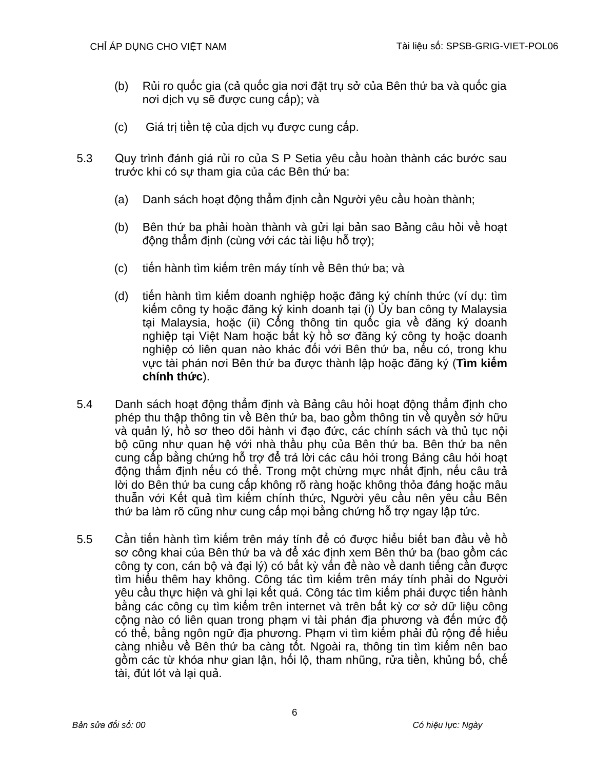(b) Rủi ro quốc gia (cả quốc gia nơi đặt trụ sở của Bên thứ ba và quốc gia nơi dịch vụ sẽ được cung cấp); và

(c) Giá trị tiền tệ của dịch vụ được cung cấp.

5.3 Quy trình đánh giá rủi ro của S P Setia yêu cầu hoàn thành các bước sau trước khi có sự tham gia của các Bên thứ ba:

(a) Danh sách hoạt động thẩm định cần Người yêu cầu hoàn thành;

(b) Bên thứ ba phải hoàn thành và gửi lại bản sao Bảng câu hỏi về hoạt động thẩm định (cùng với các tài liệu hỗ trợ);

(c) tiến hành tìm kiếm trên máy tính về Bên thứ ba; và

(d) tiến hành tìm kiếm doanh nghiệp hoặc đăng ký chính thức (ví dụ: tìm kiếm công ty hoặc đăng ký kinh doanh tại (i) Ủy ban công ty Malaysia tại Malaysia, hoặc (ii) Cổng thông tin quốc gia về đăng ký doanh nghiệp tại Việt Nam hoặc bất kỳ hồ sơ đăng ký công ty hoặc doanh nghiệp có liên quan nào khác đối với Bên thứ ba, nếu có, trong khu vực tài phán nơi Bên thứ ba được thành lập hoặc đăng ký (**Tìm kiếm chính thức**).

5.4 Danh sách hoạt động thẩm định và Bảng câu hỏi hoạt động thẩm định cho phép thu thập thông tin về Bên thứ ba, bao gồm thông tin về quyền sở hữu và quản lý, hồ sơ theo dõi hành vi đạo đức, các chính sách và thủ tục nội bộ cũng như quan hệ với nhà thầu phụ của Bên thứ ba. Bên thứ ba nên cung cấp bằng chứng hỗ trợ để trả lời các câu hỏi trong Bảng câu hỏi hoạt động thẩm định nếu có thể. Trong một chừng mực nhất định, nếu câu trả lời do Bên thứ ba cung cấp không rõ ràng hoặc không thỏa đáng hoặc mâu thuẫn với Kết quả tìm kiếm chính thức, Người yêu cầu nên yêu cầu Bên thứ ba làm rõ cũng như cung cấp mọi bằng chứng hỗ trợ ngay lập tức.

5.5 Cần tiến hành tìm kiếm trên máy tính để có được hiểu biết ban đầu về hồ sơ công khai của Bên thứ ba và để xác định xem Bên thứ ba (bao gồm các công ty con, cán bộ và đại lý) có bất kỳ vấn đề nào về danh tiếng cần được tìm hiểu thêm hay không. Công tác tìm kiếm trên máy tính phải do Người yêu cầu thực hiện và ghi lại kết quả. Công tác tìm kiếm phải được tiến hành bằng các công cụ tìm kiếm trên internet và trên bất kỳ cơ sở dữ liệu công cộng nào có liên quan trong phạm vi tài phán địa phương và đến mức độ có thể, bằng ngôn ngữ địa phương. Phạm vi tìm kiếm phải đủ rộng để hiểu càng nhiều về Bên thứ ba càng tốt. Ngoài ra, thông tin tìm kiếm nên bao gồm các từ khóa như gian lận, hối lộ, tham nhũng, rửa tiền, khủng bố, chế tài, đút lót và lại quả.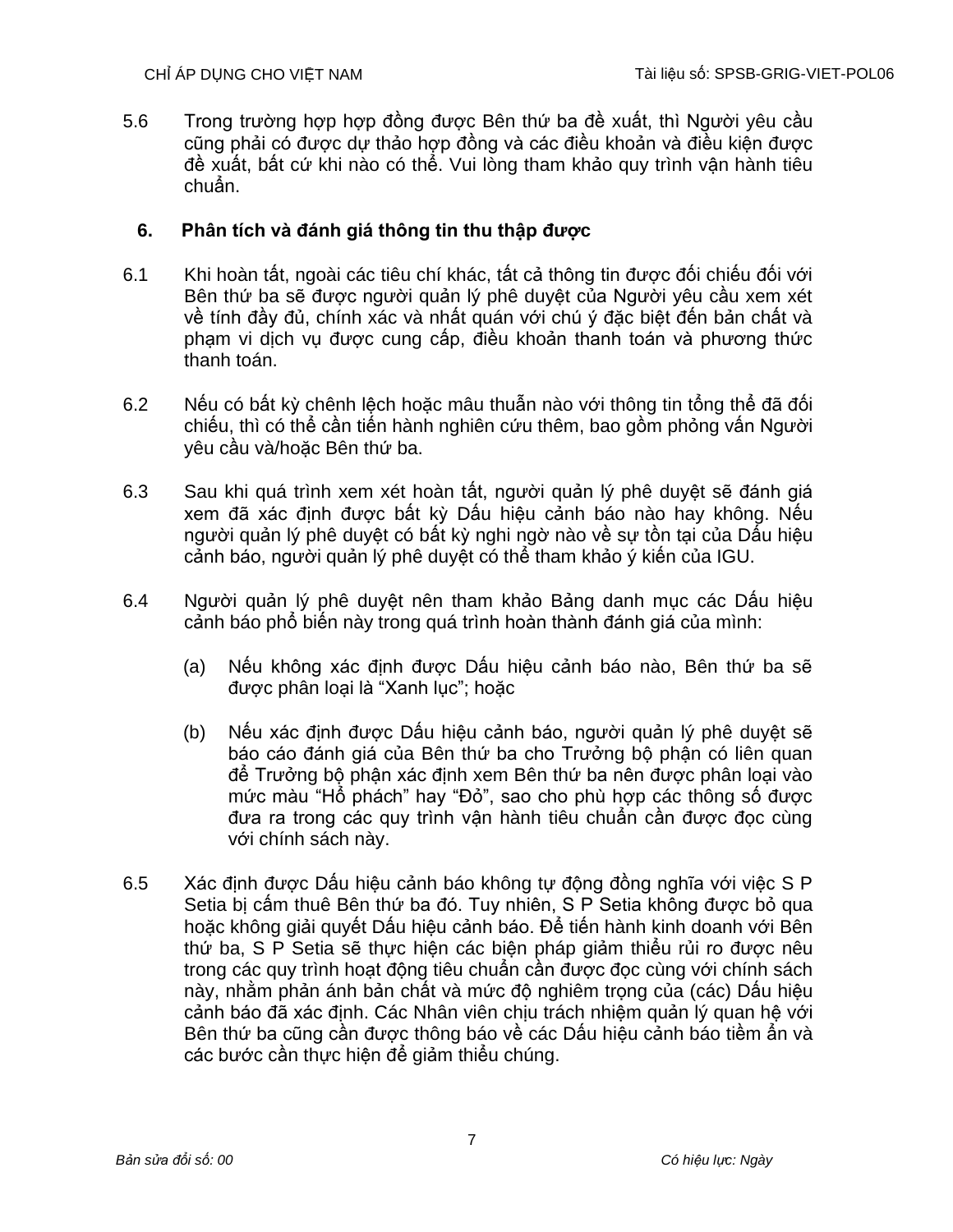5.6 Trong trường hợp hợp đồng được Bên thứ ba đề xuất, thì Người yêu cầu cũng phải có được dự thảo hợp đồng và các điều khoản và điều kiện được đề xuất, bất cứ khi nào có thể. Vui lòng tham khảo quy trình vận hành tiêu chuẩn.

## 6. Phân tích và đánh giá thông tin thu thập được

6.1 Khi hoàn tất, ngoài các tiêu chí khác, tất cả thông tin được đối chiếu đối với Bên thứ ba sẽ được người quản lý phê duyệt của Người yêu cầu xem xét về tính đầy đủ, chính xác và nhất quán với chú ý đặc biệt đến bản chất và phạm vi dịch vụ được cung cấp, điều khoản thanh toán và phương thức thanh toán.

6.2 Nếu có bất kỳ chênh lệch hoặc mâu thuẫn nào với thông tin tổng thể đã đối chiếu, thì có thể cần tiến hành nghiên cứu thêm, bao gồm phỏng vấn Người yêu cầu và/hoặc Bên thứ ba.

6.3 Sau khi quá trình xem xét hoàn tất, người quản lý phê duyệt sẽ đánh giá xem đã xác định được bất kỳ Dấu hiệu cảnh báo nào hay không. Nếu người quản lý phê duyệt có bất kỳ nghi ngờ nào về sự tồn tại của Dấu hiệu cảnh báo, người quản lý phê duyệt có thể tham khảo ý kiến của IGU.

6.4 Người quản lý phê duyệt nên tham khảo Bảng danh mục các Dấu hiệu cảnh báo phổ biến này trong quá trình hoàn thành đánh giá của mình:

(a) Nếu không xác định được Dấu hiệu cảnh báo nào, Bên thứ ba sẽ được phân loại là “Xanh lục”; hoặc

(b) Nếu xác định được Dấu hiệu cảnh báo, người quản lý phê duyệt sẽ báo cáo đánh giá của Bên thứ ba cho Trưởng bộ phận có liên quan để Trưởng bộ phận xác định xem Bên thứ ba nên được phân loại vào mức màu “Hổ phách” hay “Đỏ”, sao cho phù hợp các thông số được đưa ra trong các quy trình vận hành tiêu chuẩn cần được đọc cùng với chính sách này.

6.5 Xác định được Dấu hiệu cảnh báo không tự động đồng nghĩa với việc S P Setia bị cấm thuê Bên thứ ba đó. Tuy nhiên, S P Setia không được bỏ qua hoặc không giải quyết Dấu hiệu cảnh báo. Để tiến hành kinh doanh với Bên thứ ba, S P Setia sẽ thực hiện các biện pháp giảm thiểu rủi ro được nêu trong các quy trình hoạt động tiêu chuẩn cần được đọc cùng với chính sách này, nhằm phản ánh bản chất và mức độ nghiêm trọng của (các) Dấu hiệu cảnh báo đã xác định. Các Nhân viên chịu trách nhiệm quản lý quan hệ với Bên thứ ba cũng cần được thông báo về các Dấu hiệu cảnh báo tiềm ẩn và các bước cần thực hiện để giảm thiểu chúng.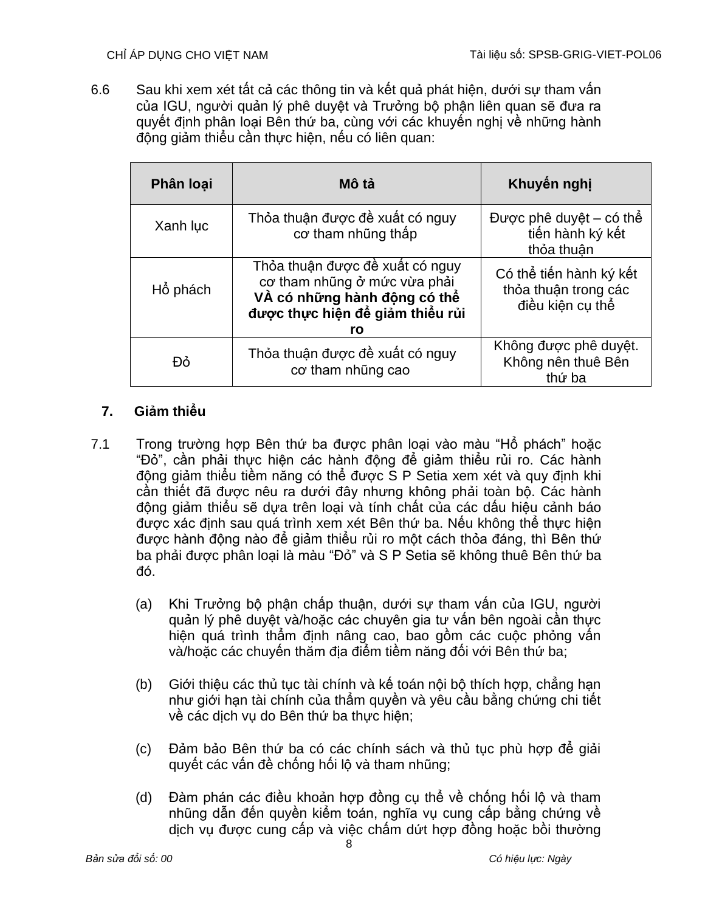6.6 Sau khi xem xét tất cả các thông tin và kết quả phát hiện, dưới sự tham vấn của IGU, người quản lý phê duyệt và Trưởng bộ phận liên quan sẽ đưa ra quyết định phân loại Bên thứ ba, cùng với các khuyến nghị về những hành động giảm thiểu cần thực hiện, nếu có liên quan:

| Phân loại | Mô tả | Khuyến nghị |
|---|---|---|
| Xanh lục | Thỏa thuận được đề xuất có nguy cơ tham nhũng thấp | Được phê duyệt – có thể tiến hành ký kết thỏa thuận |
| Hổ phách | Thỏa thuận được đề xuất có nguy cơ tham nhũng ở mức vừa phải **VÀ có những hành động có thể được thực hiện để giảm thiểu rủi ro** | Có thể tiến hành ký kết thỏa thuận trong các điều kiện cụ thể |
| Đỏ | Thỏa thuận được đề xuất có nguy cơ tham nhũng cao | Không được phê duyệt. Không nên thuê Bên thứ ba |

## 7. Giảm thiểu

7.1 Trong trường hợp Bên thứ ba được phân loại vào màu "Hổ phách" hoặc "Đỏ", cần phải thực hiện các hành động để giảm thiểu rủi ro. Các hành động giảm thiểu tiềm năng có thể được S P Setia xem xét và quy định khi cần thiết đã được nêu ra dưới đây nhưng không phải toàn bộ. Các hành động giảm thiểu sẽ dựa trên loại và tính chất của các dấu hiệu cảnh báo được xác định sau quá trình xem xét Bên thứ ba. Nếu không thể thực hiện được hành động nào để giảm thiểu rủi ro một cách thỏa đáng, thì Bên thứ ba phải được phân loại là màu "Đỏ" và S P Setia sẽ không thuê Bên thứ ba đó.

(a) Khi Trưởng bộ phận chấp thuận, dưới sự tham vấn của IGU, người quản lý phê duyệt và/hoặc các chuyên gia tư vấn bên ngoài cần thực hiện quá trình thẩm định nâng cao, bao gồm các cuộc phỏng vấn và/hoặc các chuyến thăm địa điểm tiềm năng đối với Bên thứ ba;

(b) Giới thiệu các thủ tục tài chính và kế toán nội bộ thích hợp, chẳng hạn như giới hạn tài chính của thẩm quyền và yêu cầu bằng chứng chi tiết về các dịch vụ do Bên thứ ba thực hiện;

(c) Đảm bảo Bên thứ ba có các chính sách và thủ tục phù hợp để giải quyết các vấn đề chống hối lộ và tham nhũng;

(d) Đàm phán các điều khoản hợp đồng cụ thể về chống hối lộ và tham nhũng dẫn đến quyền kiểm toán, nghĩa vụ cung cấp bằng chứng về dịch vụ được cung cấp và việc chấm dứt hợp đồng hoặc bồi thường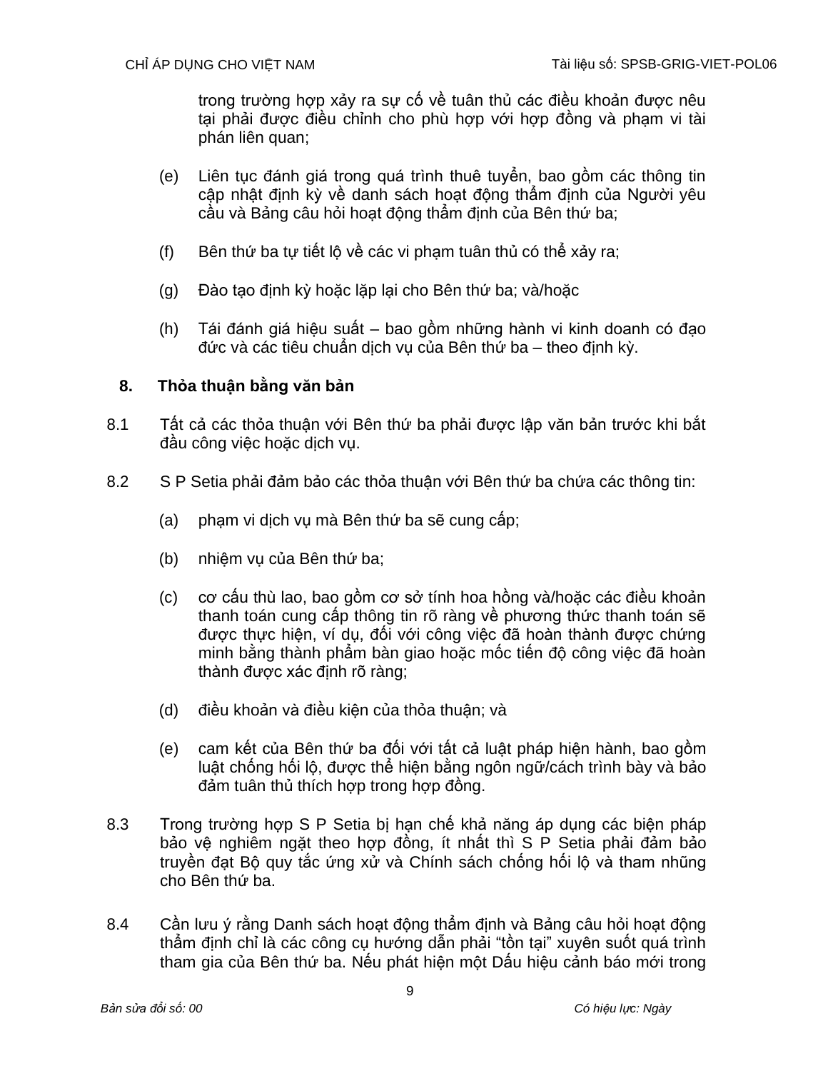trong trường hợp xảy ra sự cố về tuân thủ các điều khoản được nêu tại phải được điều chỉnh cho phù hợp với hợp đồng và phạm vi tài phán liên quan;

(e) Liên tục đánh giá trong quá trình thuê tuyển, bao gồm các thông tin cập nhật định kỳ về danh sách hoạt động thẩm định của Người yêu cầu và Bảng câu hỏi hoạt động thẩm định của Bên thứ ba;

(f) Bên thứ ba tự tiết lộ về các vi phạm tuân thủ có thể xảy ra;

(g) Đào tạo định kỳ hoặc lặp lại cho Bên thứ ba; và/hoặc

(h) Tái đánh giá hiệu suất – bao gồm những hành vi kinh doanh có đạo đức và các tiêu chuẩn dịch vụ của Bên thứ ba – theo định kỳ.

## 8. Thỏa thuận bằng văn bản

8.1 Tất cả các thỏa thuận với Bên thứ ba phải được lập văn bản trước khi bắt đầu công việc hoặc dịch vụ.

8.2 S P Setia phải đảm bảo các thỏa thuận với Bên thứ ba chứa các thông tin:

(a) phạm vi dịch vụ mà Bên thứ ba sẽ cung cấp;

(b) nhiệm vụ của Bên thứ ba;

(c) cơ cấu thù lao, bao gồm cơ sở tính hoa hồng và/hoặc các điều khoản thanh toán cung cấp thông tin rõ ràng về phương thức thanh toán sẽ được thực hiện, ví dụ, đối với công việc đã hoàn thành được chứng minh bằng thành phẩm bàn giao hoặc mốc tiến độ công việc đã hoàn thành được xác định rõ ràng;

(d) điều khoản và điều kiện của thỏa thuận; và

(e) cam kết của Bên thứ ba đối với tất cả luật pháp hiện hành, bao gồm luật chống hối lộ, được thể hiện bằng ngôn ngữ/cách trình bày và bảo đảm tuân thủ thích hợp trong hợp đồng.

8.3 Trong trường hợp S P Setia bị hạn chế khả năng áp dụng các biện pháp bảo vệ nghiêm ngặt theo hợp đồng, ít nhất thì S P Setia phải đảm bảo truyền đạt Bộ quy tắc ứng xử và Chính sách chống hối lộ và tham nhũng cho Bên thứ ba.

8.4 Cần lưu ý rằng Danh sách hoạt động thẩm định và Bảng câu hỏi hoạt động thẩm định chỉ là các công cụ hướng dẫn phải "tồn tại" xuyên suốt quá trình tham gia của Bên thứ ba. Nếu phát hiện một Dấu hiệu cảnh báo mới trong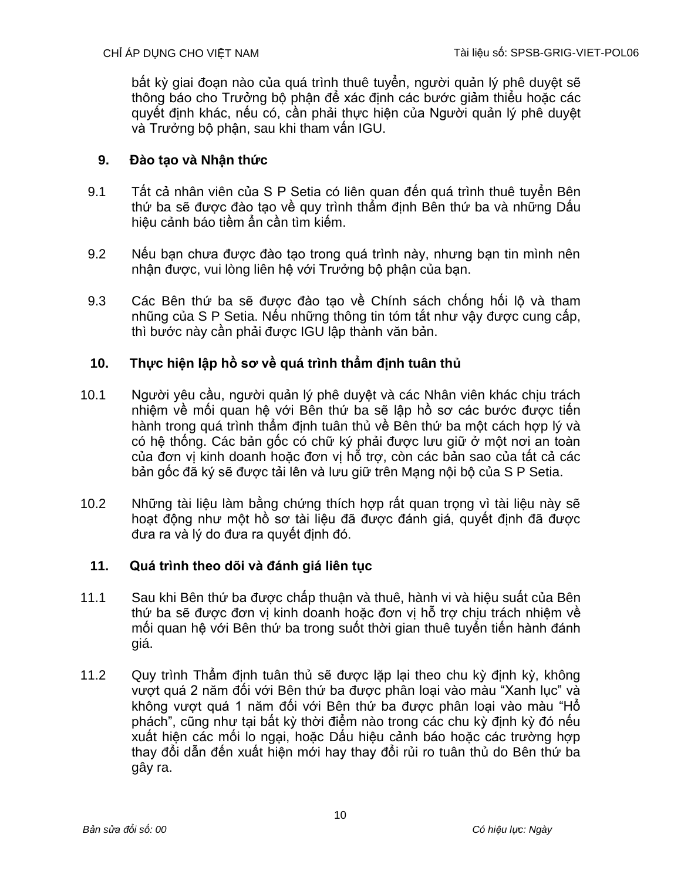bất kỳ giai đoạn nào của quá trình thuê tuyển, người quản lý phê duyệt sẽ thông báo cho Trưởng bộ phận để xác định các bước giảm thiểu hoặc các quyết định khác, nếu có, cần phải thực hiện của Người quản lý phê duyệt và Trưởng bộ phận, sau khi tham vấn IGU.

## 9. Đào tạo và Nhận thức

9.1 Tất cả nhân viên của S P Setia có liên quan đến quá trình thuê tuyển Bên thứ ba sẽ được đào tạo về quy trình thẩm định Bên thứ ba và những Dấu hiệu cảnh báo tiềm ẩn cần tìm kiếm.

9.2 Nếu bạn chưa được đào tạo trong quá trình này, nhưng bạn tin mình nên nhận được, vui lòng liên hệ với Trưởng bộ phận của bạn.

9.3 Các Bên thứ ba sẽ được đào tạo về Chính sách chống hối lộ và tham nhũng của S P Setia. Nếu những thông tin tóm tắt như vậy được cung cấp, thì bước này cần phải được IGU lập thành văn bản.

## 10. Thực hiện lập hồ sơ về quá trình thẩm định tuân thủ

10.1 Người yêu cầu, người quản lý phê duyệt và các Nhân viên khác chịu trách nhiệm về mối quan hệ với Bên thứ ba sẽ lập hồ sơ các bước được tiến hành trong quá trình thẩm định tuân thủ về Bên thứ ba một cách hợp lý và có hệ thống. Các bản gốc có chữ ký phải được lưu giữ ở một nơi an toàn của đơn vị kinh doanh hoặc đơn vị hỗ trợ, còn các bản sao của tất cả các bản gốc đã ký sẽ được tải lên và lưu giữ trên Mạng nội bộ của S P Setia.

10.2 Những tài liệu làm bằng chứng thích hợp rất quan trọng vì tài liệu này sẽ hoạt động như một hồ sơ tài liệu đã được đánh giá, quyết định đã được đưa ra và lý do đưa ra quyết định đó.

## 11. Quá trình theo dõi và đánh giá liên tục

11.1 Sau khi Bên thứ ba được chấp thuận và thuê, hành vi và hiệu suất của Bên thứ ba sẽ được đơn vị kinh doanh hoặc đơn vị hỗ trợ chịu trách nhiệm về mối quan hệ với Bên thứ ba trong suốt thời gian thuê tuyển tiến hành đánh giá.

11.2 Quy trình Thẩm định tuân thủ sẽ được lặp lại theo chu kỳ định kỳ, không vượt quá 2 năm đối với Bên thứ ba được phân loại vào màu "Xanh lục" và không vượt quá 1 năm đối với Bên thứ ba được phân loại vào màu "Hổ phách", cũng như tại bất kỳ thời điểm nào trong các chu kỳ định kỳ đó nếu xuất hiện các mối lo ngại, hoặc Dấu hiệu cảnh báo hoặc các trường hợp thay đổi dẫn đến xuất hiện mới hay thay đổi rủi ro tuân thủ do Bên thứ ba gây ra.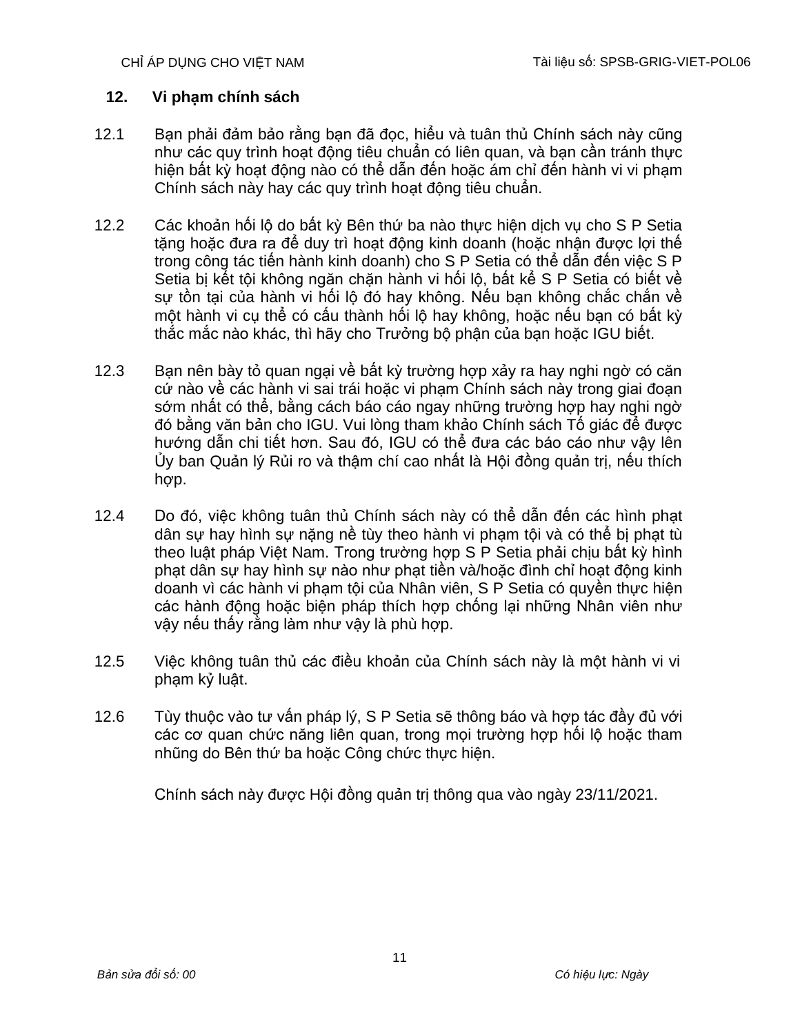## 12. Vi phạm chính sách

12.1 Bạn phải đảm bảo rằng bạn đã đọc, hiểu và tuân thủ Chính sách này cũng như các quy trình hoạt động tiêu chuẩn có liên quan, và bạn cần tránh thực hiện bất kỳ hoạt động nào có thể dẫn đến hoặc ám chỉ đến hành vi vi phạm Chính sách này hay các quy trình hoạt động tiêu chuẩn.

12.2 Các khoản hối lộ do bất kỳ Bên thứ ba nào thực hiện dịch vụ cho S P Setia tặng hoặc đưa ra để duy trì hoạt động kinh doanh (hoặc nhận được lợi thế trong công tác tiến hành kinh doanh) cho S P Setia có thể dẫn đến việc S P Setia bị kết tội không ngăn chặn hành vi hối lộ, bất kể S P Setia có biết về sự tồn tại của hành vi hối lộ đó hay không. Nếu bạn không chắc chắn về một hành vi cụ thể có cấu thành hối lộ hay không, hoặc nếu bạn có bất kỳ thắc mắc nào khác, thì hãy cho Trưởng bộ phận của bạn hoặc IGU biết.

12.3 Bạn nên bày tỏ quan ngại về bất kỳ trường hợp xảy ra hay nghi ngờ có căn cứ nào về các hành vi sai trái hoặc vi phạm Chính sách này trong giai đoạn sớm nhất có thể, bằng cách báo cáo ngay những trường hợp hay nghi ngờ đó bằng văn bản cho IGU. Vui lòng tham khảo Chính sách Tố giác để được hướng dẫn chi tiết hơn. Sau đó, IGU có thể đưa các báo cáo như vậy lên Ủy ban Quản lý Rủi ro và thậm chí cao nhất là Hội đồng quản trị, nếu thích hợp.

12.4 Do đó, việc không tuân thủ Chính sách này có thể dẫn đến các hình phạt dân sự hay hình sự nặng nề tùy theo hành vi phạm tội và có thể bị phạt tù theo luật pháp Việt Nam. Trong trường hợp S P Setia phải chịu bất kỳ hình phạt dân sự hay hình sự nào như phạt tiền và/hoặc đình chỉ hoạt động kinh doanh vì các hành vi phạm tội của Nhân viên, S P Setia có quyền thực hiện các hành động hoặc biện pháp thích hợp chống lại những Nhân viên như vậy nếu thấy rằng làm như vậy là phù hợp.

12.5 Việc không tuân thủ các điều khoản của Chính sách này là một hành vi vi phạm kỷ luật.

12.6 Tùy thuộc vào tư vấn pháp lý, S P Setia sẽ thông báo và hợp tác đầy đủ với các cơ quan chức năng liên quan, trong mọi trường hợp hối lộ hoặc tham nhũng do Bên thứ ba hoặc Công chức thực hiện.

Chính sách này được Hội đồng quản trị thông qua vào ngày 23/11/2021.